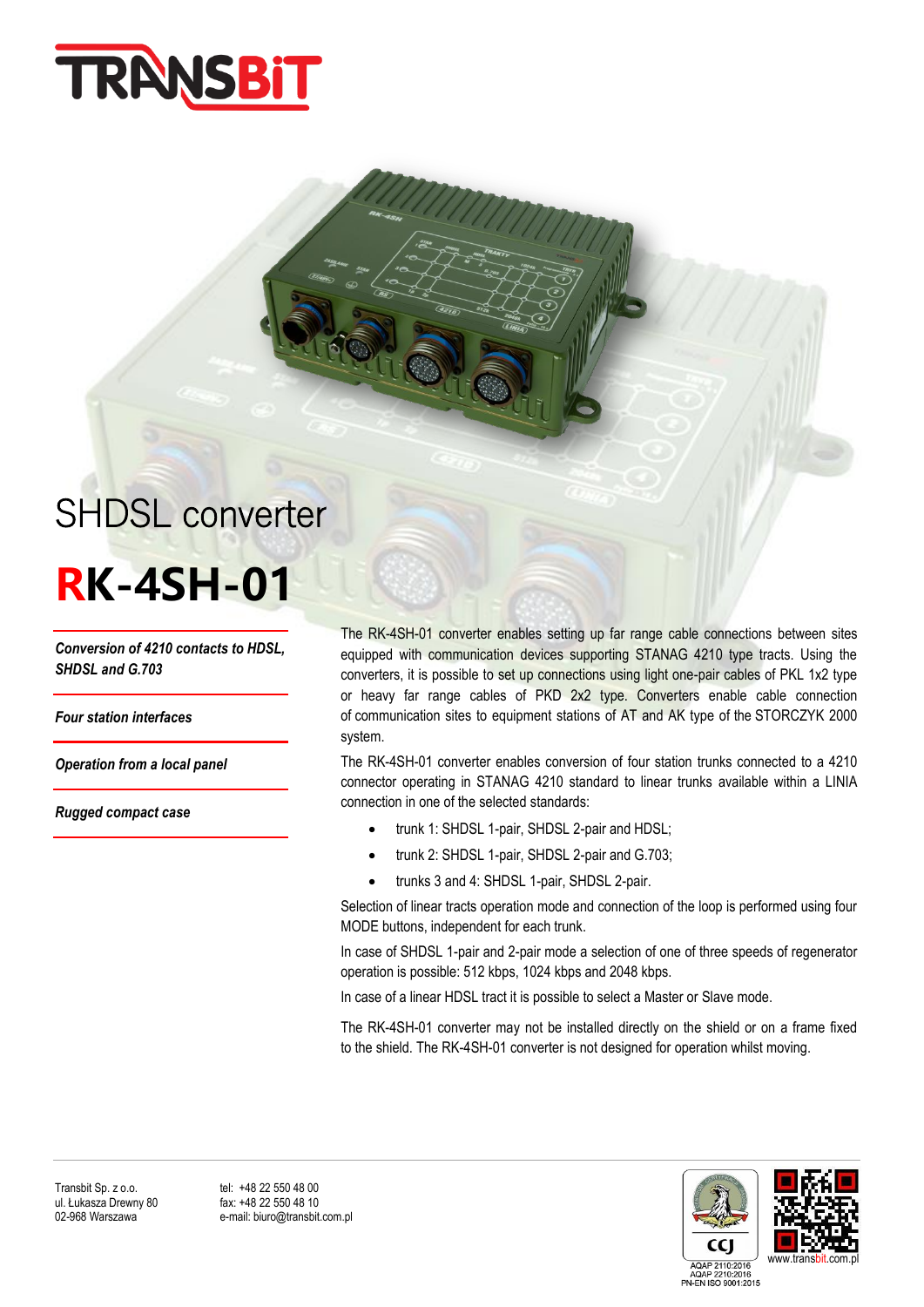# SHDSL converter

# RK-4SH-01

*Conversion of 4210 contacts to HDSL, SHDSL and G.703*

*Four station interfaces*

*Operation from a local panel*

*Rugged compact case*

The RK-4SH-01 converter enables setting up far range cable connections between sites equipped with communication devices supporting STANAG 4210 type tracts. Using the converters, it is possible to set up connections using light one-pair cables of PKL 1x2 type or heavy far range cables of PKD 2x2 type. Converters enable cable connection of communication sites to equipment stations of AT and AK type of the STORCZYK 2000 system.

The RK-4SH-01 converter enables conversion of four station trunks connected to a 4210 connector operating in STANAG 4210 standard to linear trunks available within a LINIA connection in one of the selected standards:

- trunk 1: SHDSL 1-pair, SHDSL 2-pair and HDSL;
- trunk 2: SHDSL 1-pair, SHDSL 2-pair and G.703;
- trunks 3 and 4: SHDSL 1-pair, SHDSL 2-pair.

Selection of linear tracts operation mode and connection of the loop is performed using four MODE buttons, independent for each trunk.

In case of SHDSL 1-pair and 2-pair mode a selection of one of three speeds of regenerator operation is possible: 512 kbps, 1024 kbps and 2048 kbps.

In case of a linear HDSL tract it is possible to select a Master or Slave mode.

The RK-4SH-01 converter may not be installed directly on the shield or on a frame fixed to the shield. The RK-4SH-01 converter is not designed for operation whilst moving.

Transbit Sp. z o.o.
ul. Łukasza Drewny 80
02-968 Warszawa

tel: +48 22 550 48 00
fax: +48 22 550 48 10
e-mail: biuro@transbit.com.pl

AQAP 2110:2016
AQAP 2210:2016
PN-EN ISO 9001:2015

www.transbit.com.pl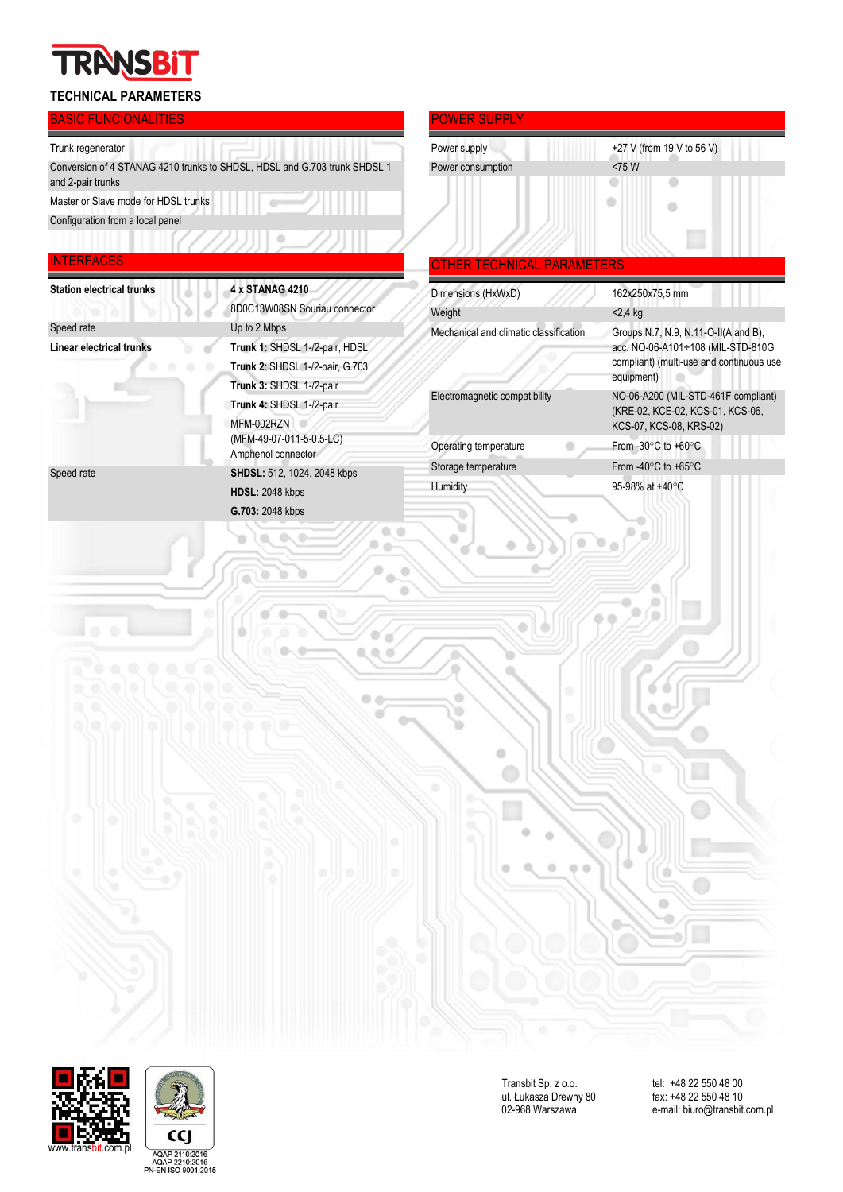TRANSBiT

## TECHNICAL PARAMETERS

### BASIC FUNCIONALITIES

Trunk regenerator

Conversion of 4 STANAG 4210 trunks to SHDSL, HDSL and G.703 trunk SHDSL 1 and 2-pair trunks

Master or Slave mode for HDSL trunks

Configuration from a local panel

### INTERFACES

| | |
|---|---|
| **Station electrical trunks** | **4 x STANAG 4210**<br>8D0C13W08SN Souriau connector |
| Speed rate | Up to 2 Mbps |
| **Linear electrical trunks** | **Trunk 1:** SHDSL 1-/2-pair, HDSL<br>**Trunk 2:** SHDSL 1-/2-pair, G.703<br>**Trunk 3:** SHDSL 1-/2-pair<br>**Trunk 4:** SHDSL 1-/2-pair<br>MFM-002RZN (MFM-49-07-011-5-0.5-LC) Amphenol connector |
| Speed rate | **SHDSL:** 512, 1024, 2048 kbps<br>**HDSL:** 2048 kbps<br>**G.703:** 2048 kbps |

### POWER SUPPLY

| | |
|---|---|
| Power supply | +27 V (from 19 V to 56 V) |
| Power consumption | <75 W |

### OTHER TECHNICAL PARAMETERS

| | |
|---|---|
| Dimensions (HxWxD) | 162x250x75,5 mm |
| Weight | <2,4 kg |
| Mechanical and climatic classification | Groups N.7, N.9, N.11-O-II(A and B), acc. NO-06-A101÷108 (MIL-STD-810G compliant) (multi-use and continuous use equipment) |
| Electromagnetic compatibility | NO-06-A200 (MIL-STD-461F compliant) (KRE-02, KCE-02, KCS-01, KCS-06, KCS-07, KCS-08, KRS-02) |
| Operating temperature | From -30°C to +60°C |
| Storage temperature | From -40°C to +65°C |
| Humidity | 95-98% at +40°C |

www.transbit.com.pl

CCJ
AQAP 2110:2016
AQAP 2210:2016
PN-EN ISO 9001:2015

Transbit Sp. z o.o.
ul. Łukasza Drewny 80
02-968 Warszawa

tel: +48 22 550 48 00
fax: +48 22 550 48 10
e-mail: biuro@transbit.com.pl